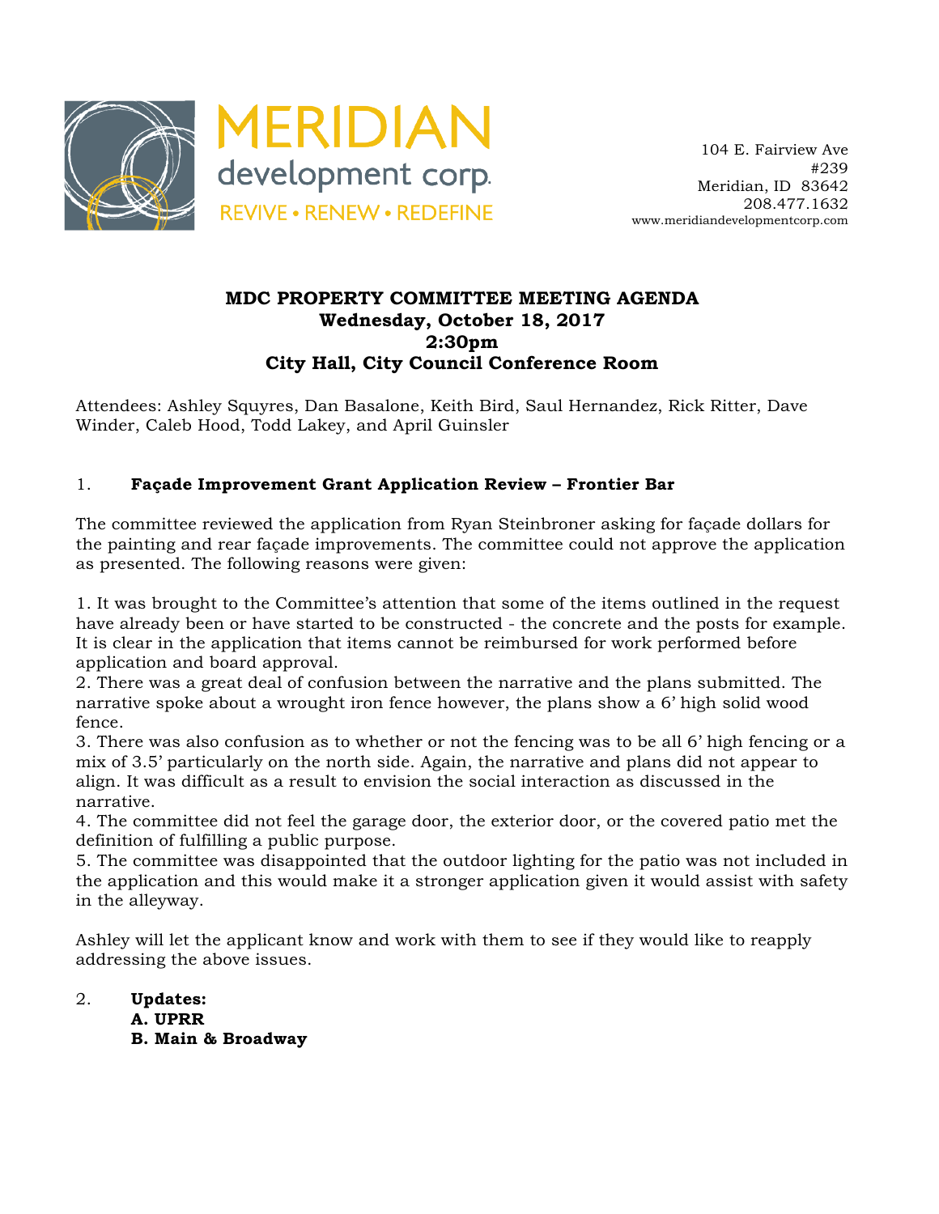MERIDIAN
development corp.
REVIVE • RENEW • REDEFINE

104 E. Fairview Ave
#239
Meridian, ID 83642
208.477.1632
www.meridiandevelopmentcorp.com

# MDC PROPERTY COMMITTEE MEETING AGENDA
**Wednesday, October 18, 2017**
**2:30pm**
**City Hall, City Council Conference Room**

Attendees: Ashley Squyres, Dan Basalone, Keith Bird, Saul Hernandez, Rick Ritter, Dave Winder, Caleb Hood, Todd Lakey, and April Guinsler

1. **Façade Improvement Grant Application Review – Frontier Bar**

The committee reviewed the application from Ryan Steinbroner asking for façade dollars for the painting and rear façade improvements. The committee could not approve the application as presented. The following reasons were given:

1. It was brought to the Committee's attention that some of the items outlined in the request have already been or have started to be constructed - the concrete and the posts for example. It is clear in the application that items cannot be reimbursed for work performed before application and board approval.
2. There was a great deal of confusion between the narrative and the plans submitted. The narrative spoke about a wrought iron fence however, the plans show a 6' high solid wood fence.
3. There was also confusion as to whether or not the fencing was to be all 6' high fencing or a mix of 3.5' particularly on the north side. Again, the narrative and plans did not appear to align. It was difficult as a result to envision the social interaction as discussed in the narrative.
4. The committee did not feel the garage door, the exterior door, or the covered patio met the definition of fulfilling a public purpose.
5. The committee was disappointed that the outdoor lighting for the patio was not included in the application and this would make it a stronger application given it would assist with safety in the alleyway.

Ashley will let the applicant know and work with them to see if they would like to reapply addressing the above issues.

2. **Updates:**
   **A. UPRR**
   **B. Main & Broadway**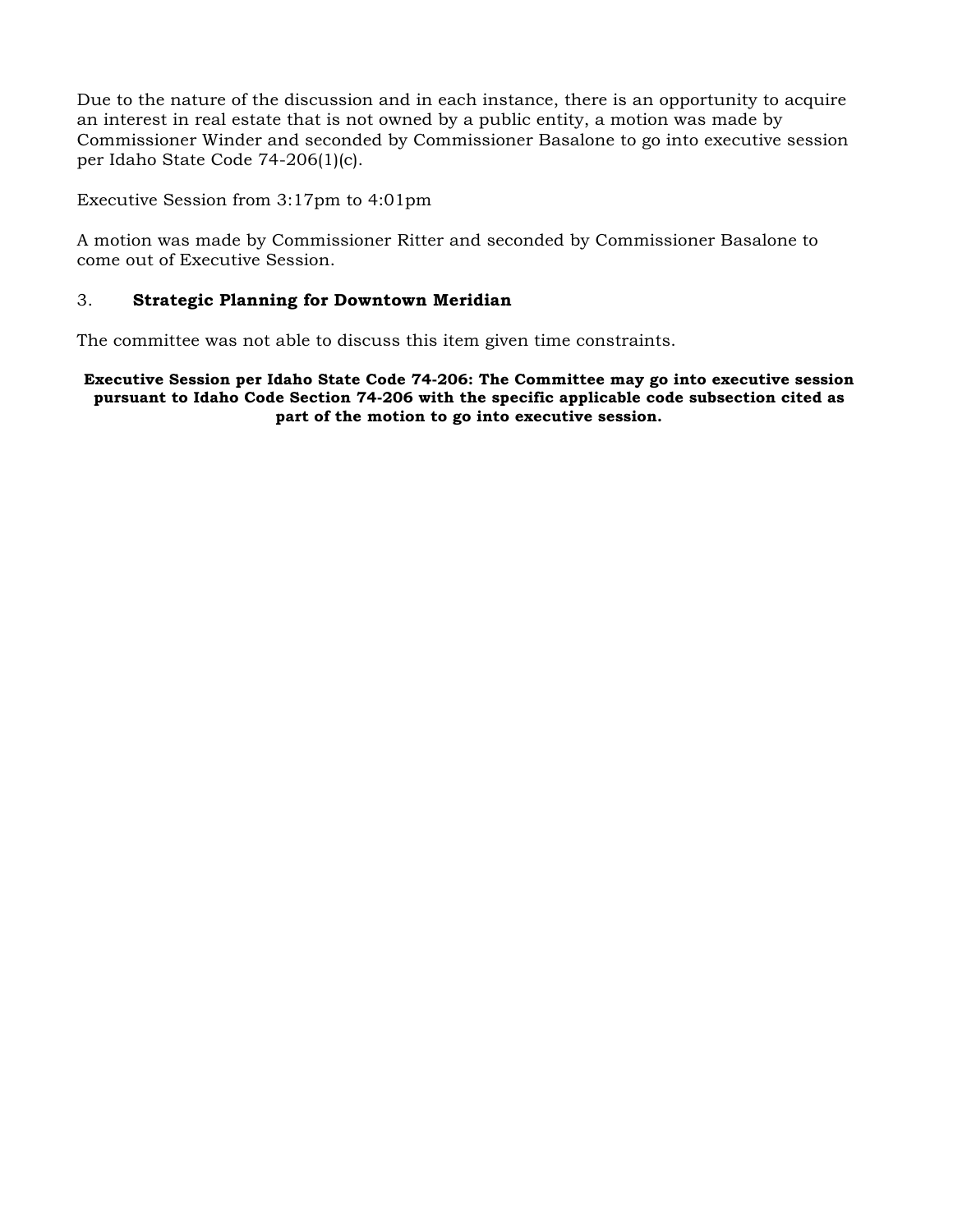Due to the nature of the discussion and in each instance, there is an opportunity to acquire an interest in real estate that is not owned by a public entity, a motion was made by Commissioner Winder and seconded by Commissioner Basalone to go into executive session per Idaho State Code 74-206(1)(c).

Executive Session from 3:17pm to 4:01pm

A motion was made by Commissioner Ritter and seconded by Commissioner Basalone to come out of Executive Session.

3. **Strategic Planning for Downtown Meridian**

The committee was not able to discuss this item given time constraints.

**Executive Session per Idaho State Code 74-206: The Committee may go into executive session pursuant to Idaho Code Section 74-206 with the specific applicable code subsection cited as part of the motion to go into executive session.**